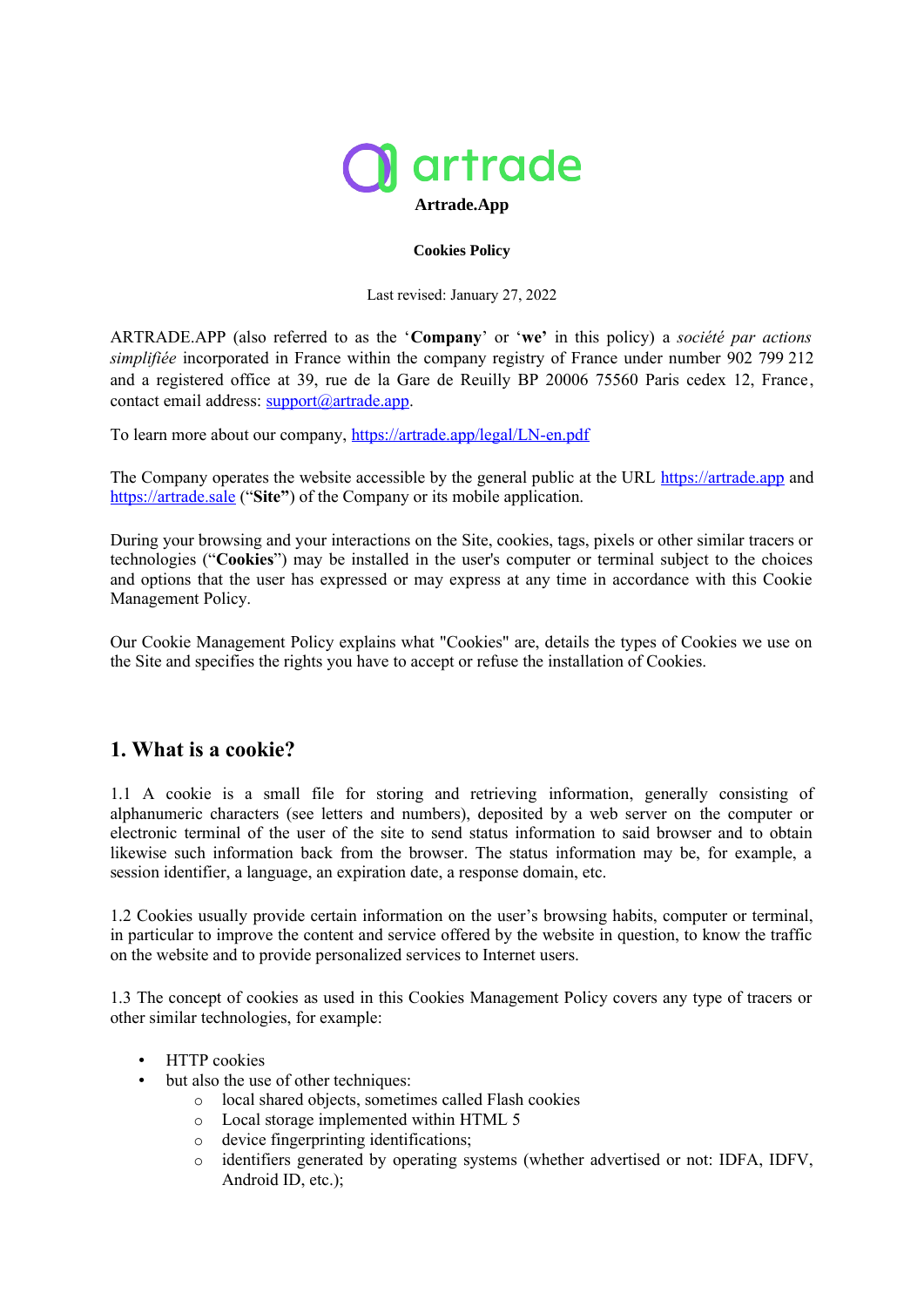**Artrade.App**

**Cookies Policy**

Last revised: January 27, 2022

ARTRADE.APP (also referred to as the '**Company**' or '**we'** in this policy) a *société par actions simplifiée* incorporated in France within the company registry of France under number 902 799 212 and a registered office at 39, rue de la Gare de Reuilly BP 20006 75560 Paris cedex 12, France, contact email address: [support@artrade.app](mailto:support@artrade.app).

To learn more about our company, [https://artrade.app/legal/LN-en.pdf](https://artrade.app/legal/LN-en.pdf)

The Company operates the website accessible by the general public at the URL [https://artrade.app](https://artrade.app) and [https://artrade.sale](https://artrade.sale) ("**Site"**) of the Company or its mobile application.

During your browsing and your interactions on the Site, cookies, tags, pixels or other similar tracers or technologies ("**Cookies**") may be installed in the user's computer or terminal subject to the choices and options that the user has expressed or may express at any time in accordance with this Cookie Management Policy.

Our Cookie Management Policy explains what "Cookies" are, details the types of Cookies we use on the Site and specifies the rights you have to accept or refuse the installation of Cookies.

## 1. What is a cookie?

1.1 A cookie is a small file for storing and retrieving information, generally consisting of alphanumeric characters (see letters and numbers), deposited by a web server on the computer or electronic terminal of the user of the site to send status information to said browser and to obtain likewise such information back from the browser. The status information may be, for example, a session identifier, a language, an expiration date, a response domain, etc.

1.2 Cookies usually provide certain information on the user's browsing habits, computer or terminal, in particular to improve the content and service offered by the website in question, to know the traffic on the website and to provide personalized services to Internet users.

1.3 The concept of cookies as used in this Cookies Management Policy covers any type of tracers or other similar technologies, for example:

- HTTP cookies
- but also the use of other techniques:
  - local shared objects, sometimes called Flash cookies
  - Local storage implemented within HTML 5
  - device fingerprinting identifications;
  - identifiers generated by operating systems (whether advertised or not: IDFA, IDFV, Android ID, etc.);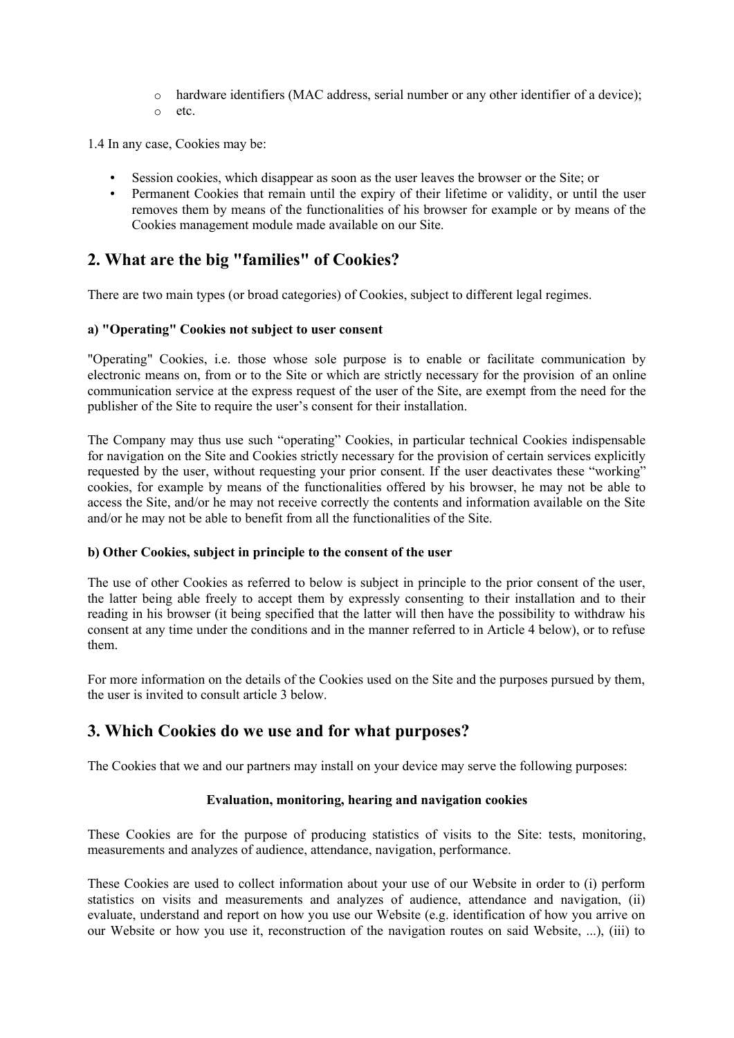- hardware identifiers (MAC address, serial number or any other identifier of a device);
- etc.

1.4 In any case, Cookies may be:

- Session cookies, which disappear as soon as the user leaves the browser or the Site; or
- Permanent Cookies that remain until the expiry of their lifetime or validity, or until the user removes them by means of the functionalities of his browser for example or by means of the Cookies management module made available on our Site.

## 2. What are the big "families" of Cookies?

There are two main types (or broad categories) of Cookies, subject to different legal regimes.

**a) "Operating" Cookies not subject to user consent**

"Operating" Cookies, i.e. those whose sole purpose is to enable or facilitate communication by electronic means on, from or to the Site or which are strictly necessary for the provision of an online communication service at the express request of the user of the Site, are exempt from the need for the publisher of the Site to require the user's consent for their installation.

The Company may thus use such "operating" Cookies, in particular technical Cookies indispensable for navigation on the Site and Cookies strictly necessary for the provision of certain services explicitly requested by the user, without requesting your prior consent. If the user deactivates these "working" cookies, for example by means of the functionalities offered by his browser, he may not be able to access the Site, and/or he may not receive correctly the contents and information available on the Site and/or he may not be able to benefit from all the functionalities of the Site.

**b) Other Cookies, subject in principle to the consent of the user**

The use of other Cookies as referred to below is subject in principle to the prior consent of the user, the latter being able freely to accept them by expressly consenting to their installation and to their reading in his browser (it being specified that the latter will then have the possibility to withdraw his consent at any time under the conditions and in the manner referred to in Article 4 below), or to refuse them.

For more information on the details of the Cookies used on the Site and the purposes pursued by them, the user is invited to consult article 3 below.

## 3. Which Cookies do we use and for what purposes?

The Cookies that we and our partners may install on your device may serve the following purposes:

**Evaluation, monitoring, hearing and navigation cookies**

These Cookies are for the purpose of producing statistics of visits to the Site: tests, monitoring, measurements and analyzes of audience, attendance, navigation, performance.

These Cookies are used to collect information about your use of our Website in order to (i) perform statistics on visits and measurements and analyzes of audience, attendance and navigation, (ii) evaluate, understand and report on how you use our Website (e.g. identification of how you arrive on our Website or how you use it, reconstruction of the navigation routes on said Website, ...), (iii) to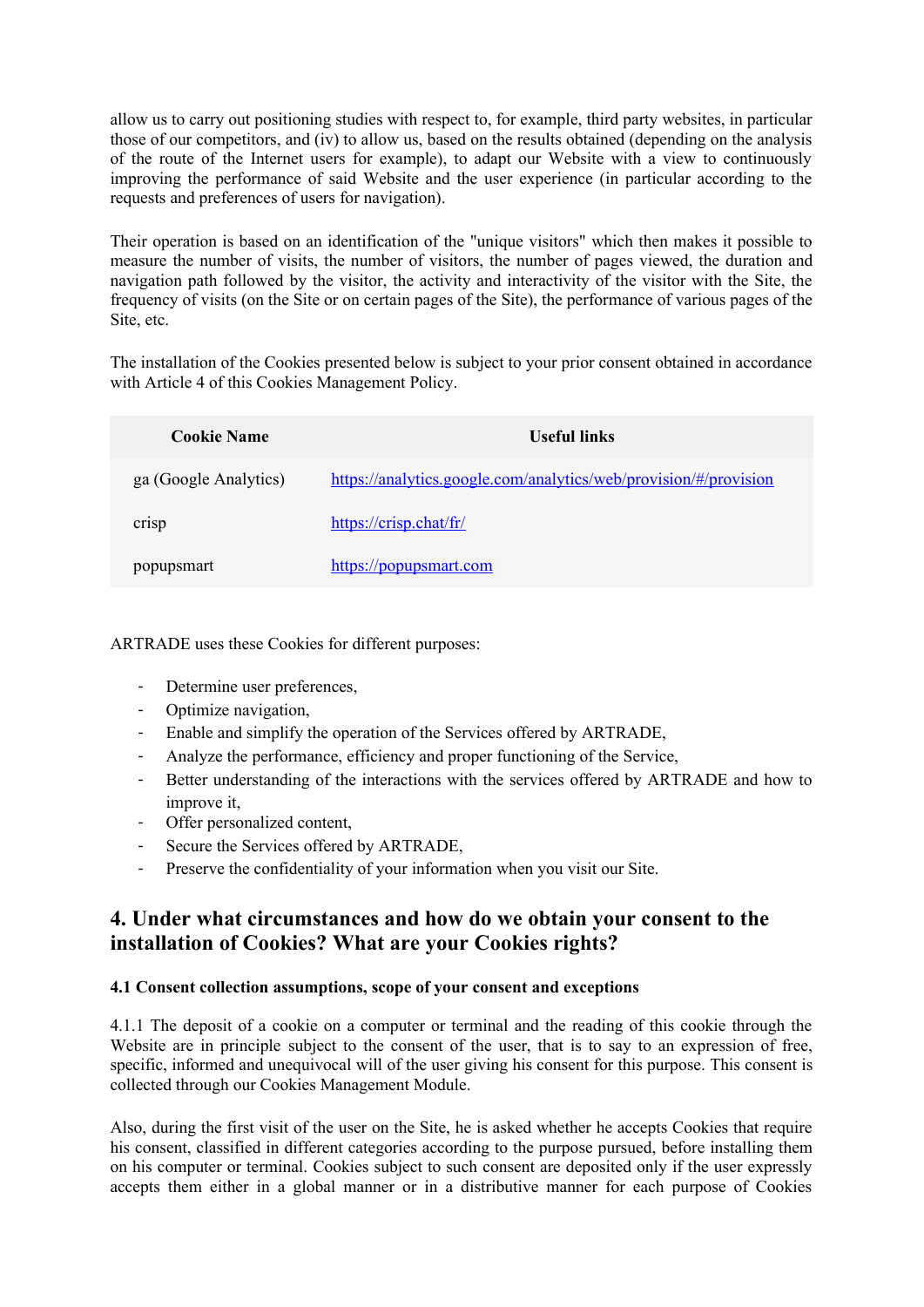allow us to carry out positioning studies with respect to, for example, third party websites, in particular those of our competitors, and (iv) to allow us, based on the results obtained (depending on the analysis of the route of the Internet users for example), to adapt our Website with a view to continuously improving the performance of said Website and the user experience (in particular according to the requests and preferences of users for navigation).

Their operation is based on an identification of the "unique visitors" which then makes it possible to measure the number of visits, the number of visitors, the number of pages viewed, the duration and navigation path followed by the visitor, the activity and interactivity of the visitor with the Site, the frequency of visits (on the Site or on certain pages of the Site), the performance of various pages of the Site, etc.

The installation of the Cookies presented below is subject to your prior consent obtained in accordance with Article 4 of this Cookies Management Policy.

| Cookie Name | Useful links |
|---|---|
| ga (Google Analytics) | [https://analytics.google.com/analytics/web/provision/#/provision](https://analytics.google.com/analytics/web/provision/#/provision) |
| crisp | [https://crisp.chat/fr/](https://crisp.chat/fr/) |
| popupsmart | [https://popupsmart.com](https://popupsmart.com) |

ARTRADE uses these Cookies for different purposes:

- Determine user preferences,
- Optimize navigation,
- Enable and simplify the operation of the Services offered by ARTRADE,
- Analyze the performance, efficiency and proper functioning of the Service,
- Better understanding of the interactions with the services offered by ARTRADE and how to improve it,
- Offer personalized content,
- Secure the Services offered by ARTRADE,
- Preserve the confidentiality of your information when you visit our Site.

## 4. Under what circumstances and how do we obtain your consent to the installation of Cookies? What are your Cookies rights?

#### 4.1 Consent collection assumptions, scope of your consent and exceptions

4.1.1 The deposit of a cookie on a computer or terminal and the reading of this cookie through the Website are in principle subject to the consent of the user, that is to say to an expression of free, specific, informed and unequivocal will of the user giving his consent for this purpose. This consent is collected through our Cookies Management Module.

Also, during the first visit of the user on the Site, he is asked whether he accepts Cookies that require his consent, classified in different categories according to the purpose pursued, before installing them on his computer or terminal. Cookies subject to such consent are deposited only if the user expressly accepts them either in a global manner or in a distributive manner for each purpose of Cookies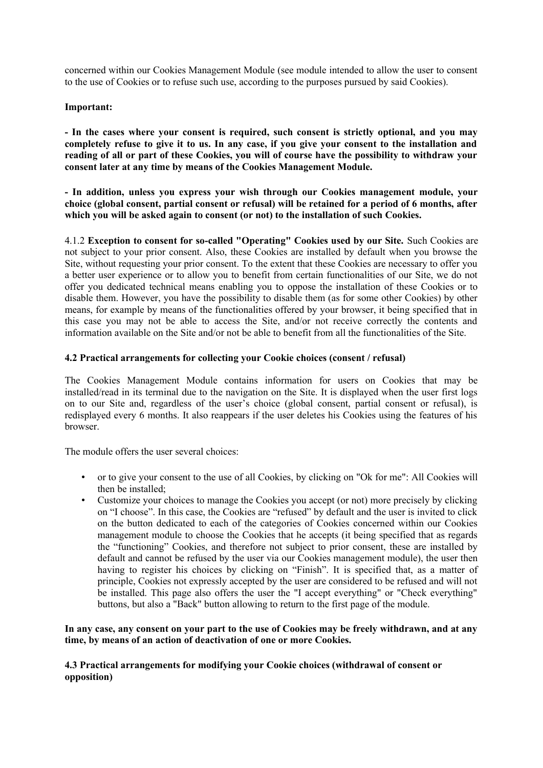concerned within our Cookies Management Module (see module intended to allow the user to consent to the use of Cookies or to refuse such use, according to the purposes pursued by said Cookies).

**Important:**

**- In the cases where your consent is required, such consent is strictly optional, and you may completely refuse to give it to us. In any case, if you give your consent to the installation and reading of all or part of these Cookies, you will of course have the possibility to withdraw your consent later at any time by means of the Cookies Management Module.**

**- In addition, unless you express your wish through our Cookies management module, your choice (global consent, partial consent or refusal) will be retained for a period of 6 months, after which you will be asked again to consent (or not) to the installation of such Cookies.**

4.1.2 **Exception to consent for so-called "Operating" Cookies used by our Site.** Such Cookies are not subject to your prior consent. Also, these Cookies are installed by default when you browse the Site, without requesting your prior consent. To the extent that these Cookies are necessary to offer you a better user experience or to allow you to benefit from certain functionalities of our Site, we do not offer you dedicated technical means enabling you to oppose the installation of these Cookies or to disable them. However, you have the possibility to disable them (as for some other Cookies) by other means, for example by means of the functionalities offered by your browser, it being specified that in this case you may not be able to access the Site, and/or not receive correctly the contents and information available on the Site and/or not be able to benefit from all the functionalities of the Site.

**4.2 Practical arrangements for collecting your Cookie choices (consent / refusal)**

The Cookies Management Module contains information for users on Cookies that may be installed/read in its terminal due to the navigation on the Site. It is displayed when the user first logs on to our Site and, regardless of the user's choice (global consent, partial consent or refusal), is redisplayed every 6 months. It also reappears if the user deletes his Cookies using the features of his browser.

The module offers the user several choices:

- or to give your consent to the use of all Cookies, by clicking on "Ok for me": All Cookies will then be installed;
- Customize your choices to manage the Cookies you accept (or not) more precisely by clicking on "I choose". In this case, the Cookies are "refused" by default and the user is invited to click on the button dedicated to each of the categories of Cookies concerned within our Cookies management module to choose the Cookies that he accepts (it being specified that as regards the "functioning" Cookies, and therefore not subject to prior consent, these are installed by default and cannot be refused by the user via our Cookies management module), the user then having to register his choices by clicking on "Finish". It is specified that, as a matter of principle, Cookies not expressly accepted by the user are considered to be refused and will not be installed. This page also offers the user the "I accept everything" or "Check everything" buttons, but also a "Back" button allowing to return to the first page of the module.

**In any case, any consent on your part to the use of Cookies may be freely withdrawn, and at any time, by means of an action of deactivation of one or more Cookies.**

**4.3 Practical arrangements for modifying your Cookie choices (withdrawal of consent or opposition)**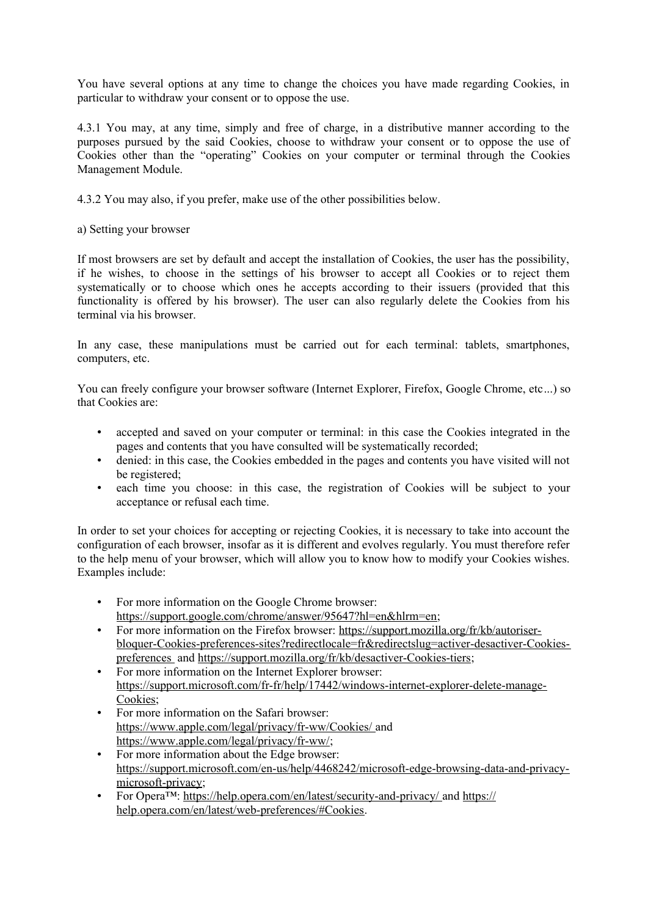You have several options at any time to change the choices you have made regarding Cookies, in particular to withdraw your consent or to oppose the use.

4.3.1 You may, at any time, simply and free of charge, in a distributive manner according to the purposes pursued by the said Cookies, choose to withdraw your consent or to oppose the use of Cookies other than the "operating" Cookies on your computer or terminal through the Cookies Management Module.

4.3.2 You may also, if you prefer, make use of the other possibilities below.

a) Setting your browser

If most browsers are set by default and accept the installation of Cookies, the user has the possibility, if he wishes, to choose in the settings of his browser to accept all Cookies or to reject them systematically or to choose which ones he accepts according to their issuers (provided that this functionality is offered by his browser). The user can also regularly delete the Cookies from his terminal via his browser.

In any case, these manipulations must be carried out for each terminal: tablets, smartphones, computers, etc.

You can freely configure your browser software (Internet Explorer, Firefox, Google Chrome, etc...) so that Cookies are:

- accepted and saved on your computer or terminal: in this case the Cookies integrated in the pages and contents that you have consulted will be systematically recorded;
- denied: in this case, the Cookies embedded in the pages and contents you have visited will not be registered;
- each time you choose: in this case, the registration of Cookies will be subject to your acceptance or refusal each time.

In order to set your choices for accepting or rejecting Cookies, it is necessary to take into account the configuration of each browser, insofar as it is different and evolves regularly. You must therefore refer to the help menu of your browser, which will allow you to know how to modify your Cookies wishes. Examples include:

- For more information on the Google Chrome browser: https://support.google.com/chrome/answer/95647?hl=en&hlrm=en;
- For more information on the Firefox browser: https://support.mozilla.org/fr/kb/autoriser-bloquer-Cookies-preferences-sites?redirectlocale=fr&redirectslug=activer-desactiver-Cookies-preferences and https://support.mozilla.org/fr/kb/desactiver-Cookies-tiers;
- For more information on the Internet Explorer browser: https://support.microsoft.com/fr-fr/help/17442/windows-internet-explorer-delete-manage-Cookies;
- For more information on the Safari browser: https://www.apple.com/legal/privacy/fr-ww/Cookies/ and https://www.apple.com/legal/privacy/fr-ww/;
- For more information about the Edge browser: https://support.microsoft.com/en-us/help/4468242/microsoft-edge-browsing-data-and-privacy-microsoft-privacy;
- For Opera™: https://help.opera.com/en/latest/security-and-privacy/ and https://help.opera.com/en/latest/web-preferences/#Cookies.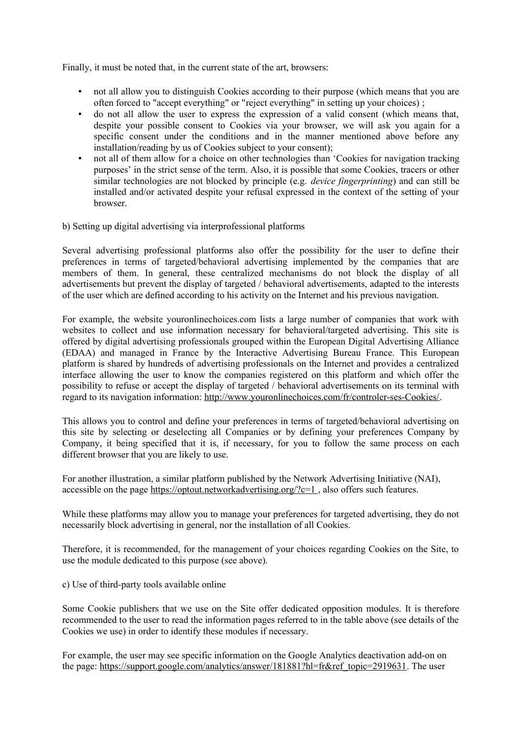Finally, it must be noted that, in the current state of the art, browsers:

- not all allow you to distinguish Cookies according to their purpose (which means that you are often forced to "accept everything" or "reject everything" in setting up your choices) ;
- do not all allow the user to express the expression of a valid consent (which means that, despite your possible consent to Cookies via your browser, we will ask you again for a specific consent under the conditions and in the manner mentioned above before any installation/reading by us of Cookies subject to your consent);
- not all of them allow for a choice on other technologies than 'Cookies for navigation tracking purposes' in the strict sense of the term. Also, it is possible that some Cookies, tracers or other similar technologies are not blocked by principle (e.g. *device fingerprinting*) and can still be installed and/or activated despite your refusal expressed in the context of the setting of your browser.

b) Setting up digital advertising via interprofessional platforms

Several advertising professional platforms also offer the possibility for the user to define their preferences in terms of targeted/behavioral advertising implemented by the companies that are members of them. In general, these centralized mechanisms do not block the display of all advertisements but prevent the display of targeted / behavioral advertisements, adapted to the interests of the user which are defined according to his activity on the Internet and his previous navigation.

For example, the website youronlinechoices.com lists a large number of companies that work with websites to collect and use information necessary for behavioral/targeted advertising. This site is offered by digital advertising professionals grouped within the European Digital Advertising Alliance (EDAA) and managed in France by the Interactive Advertising Bureau France. This European platform is shared by hundreds of advertising professionals on the Internet and provides a centralized interface allowing the user to know the companies registered on this platform and which offer the possibility to refuse or accept the display of targeted / behavioral advertisements on its terminal with regard to its navigation information: http://www.youronlinechoices.com/fr/controler-ses-Cookies/.

This allows you to control and define your preferences in terms of targeted/behavioral advertising on this site by selecting or deselecting all Companies or by defining your preferences Company by Company, it being specified that it is, if necessary, for you to follow the same process on each different browser that you are likely to use.

For another illustration, a similar platform published by the Network Advertising Initiative (NAI), accessible on the page https://optout.networkadvertising.org/?c=1 , also offers such features.

While these platforms may allow you to manage your preferences for targeted advertising, they do not necessarily block advertising in general, nor the installation of all Cookies.

Therefore, it is recommended, for the management of your choices regarding Cookies on the Site, to use the module dedicated to this purpose (see above).

c) Use of third-party tools available online

Some Cookie publishers that we use on the Site offer dedicated opposition modules. It is therefore recommended to the user to read the information pages referred to in the table above (see details of the Cookies we use) in order to identify these modules if necessary.

For example, the user may see specific information on the Google Analytics deactivation add-on on the page: https://support.google.com/analytics/answer/181881?hl=fr&ref_topic=2919631. The user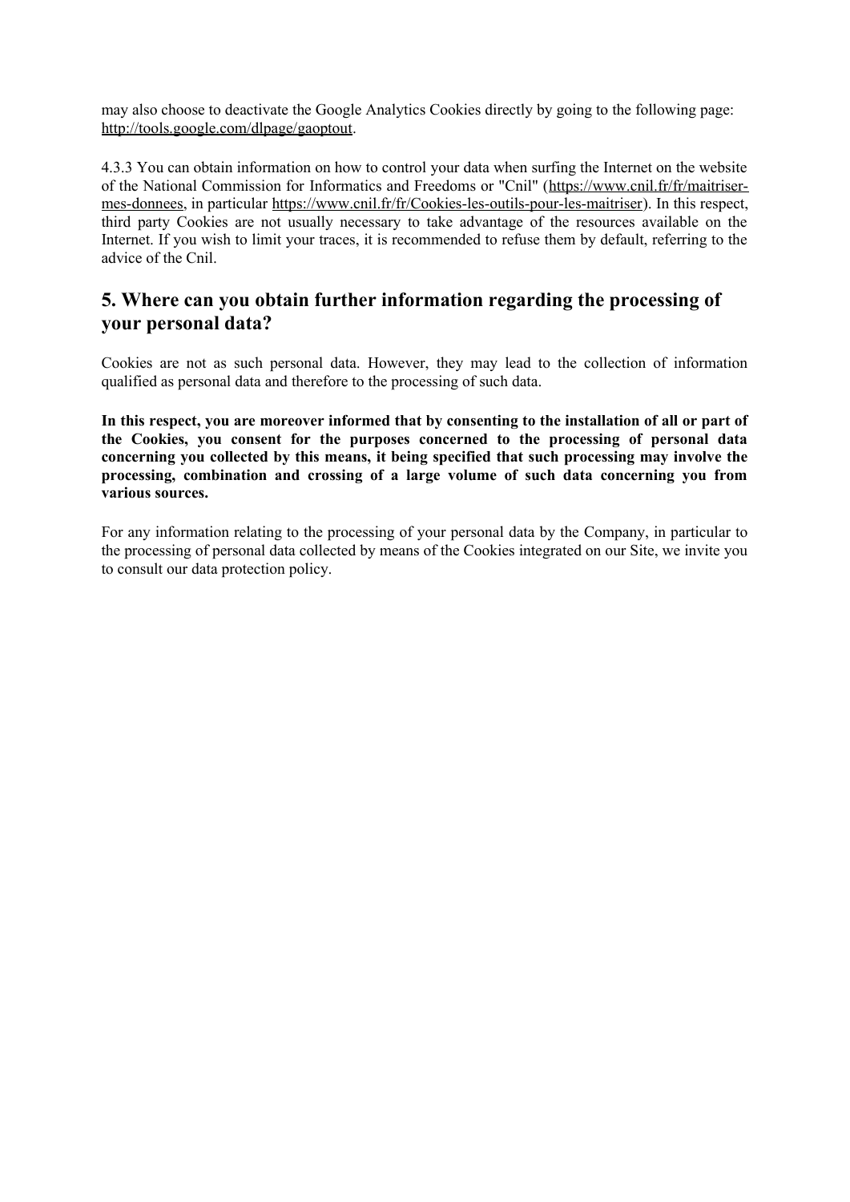may also choose to deactivate the Google Analytics Cookies directly by going to the following page: http://tools.google.com/dlpage/gaoptout.

4.3.3 You can obtain information on how to control your data when surfing the Internet on the website of the National Commission for Informatics and Freedoms or "Cnil" (https://www.cnil.fr/fr/maitriser-mes-donnees, in particular https://www.cnil.fr/fr/Cookies-les-outils-pour-les-maitriser). In this respect, third party Cookies are not usually necessary to take advantage of the resources available on the Internet. If you wish to limit your traces, it is recommended to refuse them by default, referring to the advice of the Cnil.

## 5. Where can you obtain further information regarding the processing of your personal data?

Cookies are not as such personal data. However, they may lead to the collection of information qualified as personal data and therefore to the processing of such data.

**In this respect, you are moreover informed that by consenting to the installation of all or part of the Cookies, you consent for the purposes concerned to the processing of personal data concerning you collected by this means, it being specified that such processing may involve the processing, combination and crossing of a large volume of such data concerning you from various sources.**

For any information relating to the processing of your personal data by the Company, in particular to the processing of personal data collected by means of the Cookies integrated on our Site, we invite you to consult our data protection policy.